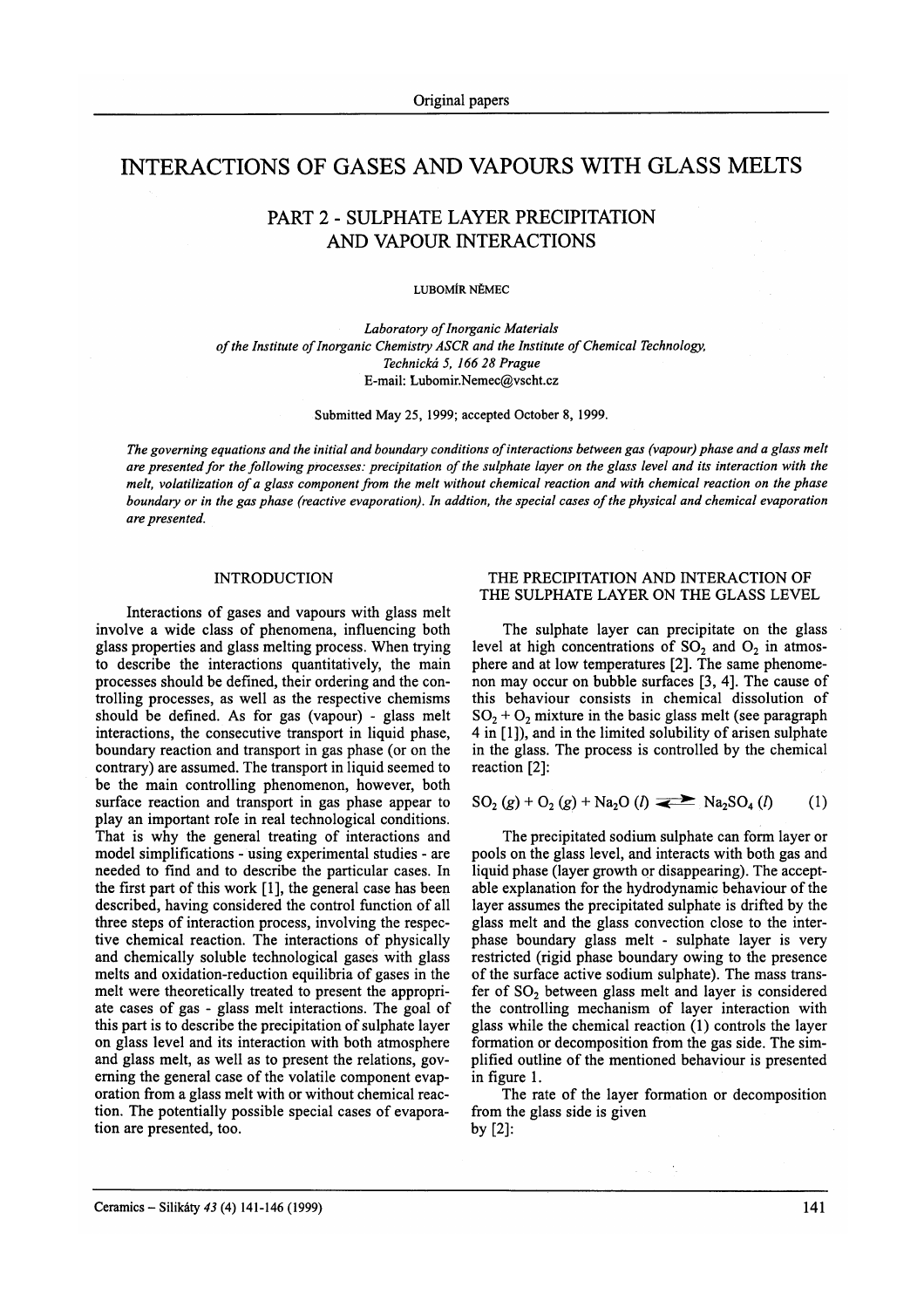# INTERACTIONS OF GASES AND VAPOURS WITH GLASS MELTS

## PART 2 - SULPHATE LAYER PRECIPITATION AND VAPOUR INTERACTIONS

LUBOMÍR NĚMEC

*Laboratory of Inorganic Materials*
*of the Institute of Inorganic Chemistry ASCR and the Institute of Chemical Technology,*
*Technická 5, 166 28 Prague*
E-mail: Lubomir.Nemec@vscht.cz

Submitted May 25, 1999; accepted October 8, 1999.

*The governing equations and the initial and boundary conditions of interactions between gas (vapour) phase and a glass melt are presented for the following processes: precipitation of the sulphate layer on the glass level and its interaction with the melt, volatilization of a glass component from the melt without chemical reaction and with chemical reaction on the phase boundary or in the gas phase (reactive evaporation). In addtion, the special cases of the physical and chemical evaporation are presented.*

## INTRODUCTION

Interactions of gases and vapours with glass melt involve a wide class of phenomena, influencing both glass properties and glass melting process. When trying to describe the interactions quantitatively, the main processes should be defined, their ordering and the controlling processes, as well as the respective chemisms should be defined. As for gas (vapour) - glass melt interactions, the consecutive transport in liquid phase, boundary reaction and transport in gas phase (or on the contrary) are assumed. The transport in liquid seemed to be the main controlling phenomenon, however, both surface reaction and transport in gas phase appear to play an important roľe in real technological conditions. That is why the general treating of interactions and model simplifications - using experimental studies - are needed to find and to describe the particular cases. In the first part of this work [1], the general case has been described, having considered the control function of all three steps of interaction process, involving the respective chemical reaction. The interactions of physically and chemically soluble technological gases with glass melts and oxidation-reduction equilibria of gases in the melt were theoretically treated to present the appropriate cases of gas - glass melt interactions. The goal of this part is to describe the precipitation of sulphate layer on glass level and its interaction with both atmosphere and glass melt, as well as to present the relations, governing the general case of the volatile component evaporation from a glass melt with or without chemical reaction. The potentially possible special cases of evaporation are presented, too.

## THE PRECIPITATION AND INTERACTION OF THE SULPHATE LAYER ON THE GLASS LEVEL

The sulphate layer can precipitate on the glass level at high concentrations of $SO_2$ and $O_2$ in atmosphere and at low temperatures [2]. The same phenomenon may occur on bubble surfaces [3, 4]. The cause of this behaviour consists in chemical dissolution of $SO_2 + O_2$ mixture in the basic glass melt (see paragraph 4 in [1]), and in the limited solubility of arisen sulphate in the glass. The process is controlled by the chemical reaction [2]:

$$SO_2\,(g) + O_2\,(g) + Na_2O\,(l) \rightleftharpoons Na_2SO_4\,(l) \qquad (1)$$

The precipitated sodium sulphate can form layer or pools on the glass level, and interacts with both gas and liquid phase (layer growth or disappearing). The acceptable explanation for the hydrodynamic behaviour of the layer assumes the precipitated sulphate is drifted by the glass melt and the glass convection close to the interphase boundary glass melt - sulphate layer is very restricted (rigid phase boundary owing to the presence of the surface active sodium sulphate). The mass transfer of $SO_2$ between glass melt and layer is considered the controlling mechanism of layer interaction with glass while the chemical reaction (1) controls the layer formation or decomposition from the gas side. The simplified outline of the mentioned behaviour is presented in figure 1.

The rate of the layer formation or decomposition from the glass side is given by [2]: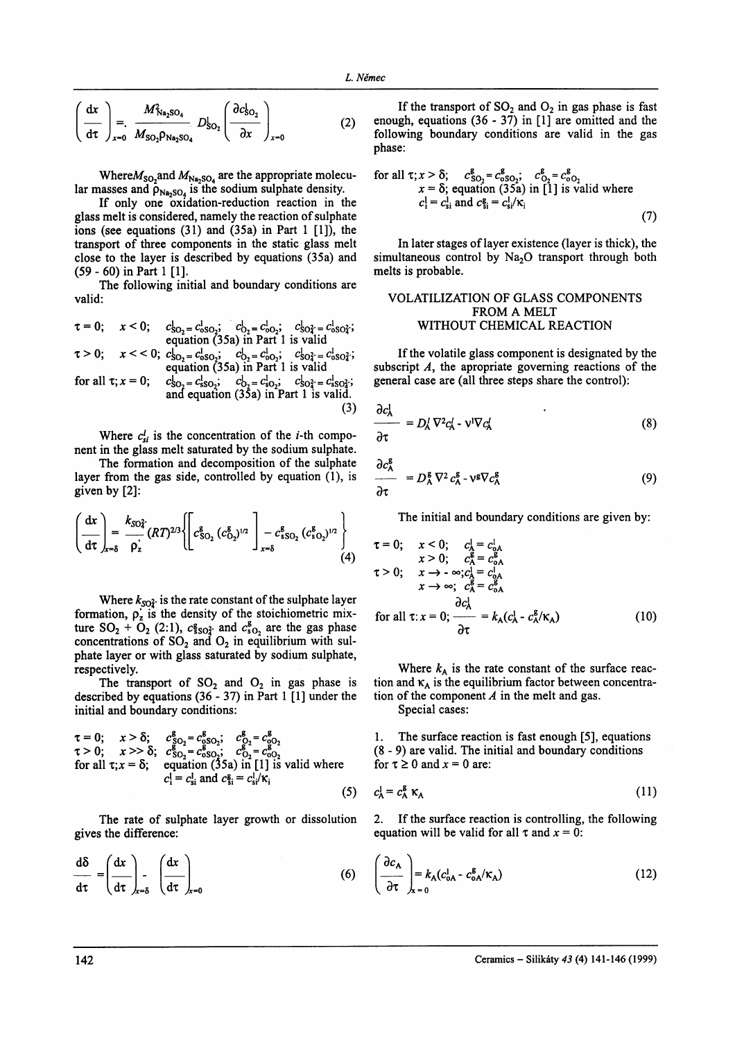$$\left(\frac{dx}{d\tau}\right)_{x=0} = \frac{M_{Na_2SO_4}}{M_{SO_2}\rho_{Na_2SO_4}} D^l_{SO_2} \left(\frac{\partial c^l_{SO_2}}{\partial x}\right)_{x=0} \tag{2}$$

Where $M_{SO_2}$ and $M_{Na_2SO_4}$ are the appropriate molecular masses and $\rho_{Na_2SO_4}$ is the sodium sulphate density.

If only one oxidation-reduction reaction in the glass melt is considered, namely the reaction of sulphate ions (see equations (31) and (35a) in Part 1 [1]), the transport of three components in the static glass melt close to the layer is described by equations (35a) and (59 - 60) in Part 1 [1].

The following initial and boundary conditions are valid:

$\tau = 0$; $x < 0$; $c^l_{SO_2} = c^l_{oSO_2}$; $c^l_{O_2} = c^l_{oO_2}$; $c^l_{SO_4^{2-}} = c^l_{oSO_4^{2-}}$; equation (35a) in Part 1 is valid

$\tau > 0$; $x << 0$; $c^l_{SO_2} = c^l_{oSO_2}$; $c^l_{O_2} = c^l_{oO_2}$; $c^l_{SO_4^{2-}} = c^l_{oSO_4^{2-}}$; equation (35a) in Part 1 is valid

for all $\tau$; $x = 0$; $c^l_{SO_2} = c^l_{sSO_2}$; $c^l_{O_2} = c^l_{sO_2}$; $c^l_{SO_4^{2-}} = c^l_{sSO_4^{2-}}$; and equation (35a) in Part 1 is valid. (3)

Where $c^l_{si}$ is the concentration of the $i$-th component in the glass melt saturated by the sodium sulphate.

The formation and decomposition of the sulphate layer from the gas side, controlled by equation (1), is given by [2]:

$$\left(\frac{dx}{d\tau}\right)_{x=\delta} = \frac{k_{SO_4^{2-}}}{\rho_z'}(RT)^{2/3}\left\{\left[c^g_{SO_2}(c^g_{O_2})^{1/2}\right]_{x=\delta} - c^g_{sSO_2}(c^g_{sO_2})^{1/2}\right\} \tag{4}$$

Where $k_{SO_4^{2-}}$ is the rate constant of the sulphate layer formation, $\rho_z'$ is the density of the stoichiometric mixture $SO_2 + O_2$ (2:1), $c^g_{sSO_4^{2-}}$ and $c^g_{sO_2}$ are the gas phase concentrations of $SO_2$ and $O_2$ in equilibrium with sulphate layer or with glass saturated by sodium sulphate, respectively.

The transport of $SO_2$ and $O_2$ in gas phase is described by equations (36 - 37) in Part 1 [1] under the initial and boundary conditions:

$\tau = 0$; $x > \delta$; $c^g_{SO_2} = c^g_{oSO_2}$; $c^g_{O_2} = c^g_{oO_2}$

$\tau > 0$; $x >> \delta$; $c^g_{SO_2} = c^g_{oSO_2}$; $c^g_{O_2} = c^g_{oO_2}$

for all $\tau$; $x = \delta$; equation (35a) in [1] is valid where $c^l_i = c^l_{si}$ and $c^g_{si} = c^l_{si}/\kappa_i$ (5)

The rate of sulphate layer growth or dissolution gives the difference:

$$\frac{d\delta}{d\tau} = \left(\frac{dx}{d\tau}\right)_{x=\delta} - \left(\frac{dx}{d\tau}\right)_{x=0} \tag{6}$$

If the transport of $SO_2$ and $O_2$ in gas phase is fast enough, equations (36 - 37) in [1] are omitted and the following boundary conditions are valid in the gas phase:

for all $\tau$; $x > \delta$; $c^g_{SO_2} = c^g_{oSO_2}$; $c^g_{O_2} = c^g_{oO_2}$

$x = \delta$; equation (35a) in [1] is valid where $c^l_i = c^l_{si}$ and $c^g_{si} = c^l_{si}/\kappa_i$ (7)

In later stages of layer existence (layer is thick), the simultaneous control by $Na_2O$ transport through both melts is probable.

## VOLATILIZATION OF GLASS COMPONENTS FROM A MELT WITHOUT CHEMICAL REACTION

If the volatile glass component is designated by the subscript $A$, the apropriate governing reactions of the general case are (all three steps share the control):

$$\frac{\partial c^l_A}{\partial \tau} = D^l_A \nabla^2 c^l_A - v^l \nabla c^l_A \tag{8}$$

$$\frac{\partial c^g_A}{\partial \tau} = D^g_A \nabla^2 c^g_A - v^g \nabla c^g_A \tag{9}$$

The initial and boundary conditions are given by:

$\tau = 0$; $x < 0$; $c^l_A = c^l_{oA}$

$x > 0$; $c^g_A = c^g_{oA}$

$\tau > 0$; $x \to -\infty$; $c^l_A = c^l_{oA}$

$x \to \infty$; $c^g_A = c^g_{oA}$

$$\text{for all } \tau: x = 0; \frac{\partial c^l_A}{\partial \tau} = k_A(c^l_A - c^g_A/\kappa_A) \tag{10}$$

Where $k_A$ is the rate constant of the surface reaction and $\kappa_A$ is the equilibrium factor between concentration of the component $A$ in the melt and gas.

Special cases:

1. The surface reaction is fast enough [5], equations (8 - 9) are valid. The initial and boundary conditions for $\tau \geq 0$ and $x = 0$ are:

$$c^l_A = c^g_A \kappa_A \tag{11}$$

2. If the surface reaction is controlling, the following equation will be valid for all $\tau$ and $x = 0$:

$$\left(\frac{\partial c_A}{\partial \tau}\right)_{x=0} = k_A(c^l_{oA} - c^g_{oA}/\kappa_A) \tag{12}$$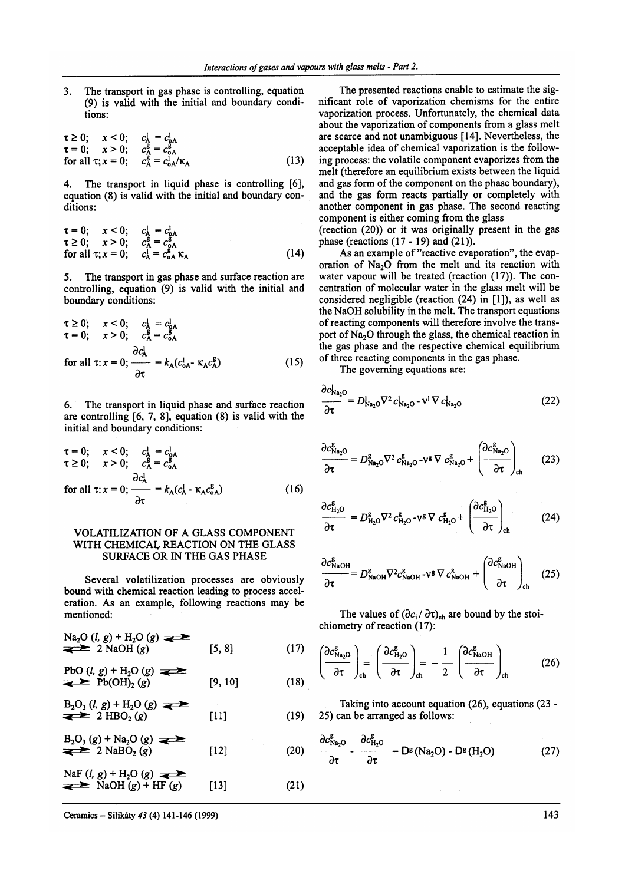3. The transport in gas phase is controlling, equation (9) is valid with the initial and boundary conditions:

$$\tau \geq 0; \quad x < 0; \quad c_A^l = c_{oA}^l$$
$$\tau = 0; \quad x > 0; \quad c_A^g = c_{oA}^g$$
$$\text{for all } \tau; x = 0; \quad c_A^g = c_{oA}^l/\kappa_A \tag{13}$$

4. The transport in liquid phase is controlling [6], equation (8) is valid with the initial and boundary conditions:

$$\tau = 0; \quad x < 0; \quad c_A^l = c_{oA}^l$$
$$\tau \geq 0; \quad x > 0; \quad c_A^g = c_{oA}^g$$
$$\text{for all } \tau; x = 0; \quad c_A^l = c_{oA}^g\,\kappa_A \tag{14}$$

5. The transport in gas phase and surface reaction are controlling, equation (9) is valid with the initial and boundary conditions:

$$\tau \geq 0; \quad x < 0; \quad c_A^l = c_{oA}^l$$
$$\tau = 0; \quad x > 0; \quad c_A^g = c_{oA}^g$$
$$\text{for all } \tau: x = 0; \quad \frac{\partial c_A^l}{\partial \tau} = k_A(c_{oA}^l - \kappa_A c_A^g) \tag{15}$$

6. The transport in liquid phase and surface reaction are controlling [6, 7, 8], equation (8) is valid with the initial and boundary conditions:

$$\tau = 0; \quad x < 0; \quad c_A^l = c_{oA}^l$$
$$\tau \geq 0; \quad x > 0; \quad c_A^g = c_{oA}^g$$
$$\text{for all } \tau: x = 0; \quad \frac{\partial c_A^l}{\partial \tau} = k_A(c_A^l - \kappa_A c_{oA}^g) \tag{16}$$

## VOLATILIZATION OF A GLASS COMPONENT WITH CHEMICAL REACTION ON THE GLASS SURFACE OR IN THE GAS PHASE

Several volatilization processes are obviously bound with chemical reaction leading to process acceleration. As an example, following reactions may be mentioned:

$$Na_2O\,(l, g) + H_2O\,(g) \rightleftharpoons 2\,NaOH\,(g) \qquad [5, 8] \tag{17}$$

$$PbO\,(l, g) + H_2O\,(g) \rightleftharpoons Pb(OH)_2\,(g) \qquad [9, 10] \tag{18}$$

$$B_2O_3\,(l, g) + H_2O\,(g) \rightleftharpoons 2\,HBO_2\,(g) \qquad [11] \tag{19}$$

$$B_2O_3\,(g) + Na_2O\,(g) \rightleftharpoons 2\,NaBO_2\,(g) \qquad [12] \tag{20}$$

$$NaF\,(l, g) + H_2O\,(g) \rightleftharpoons NaOH\,(g) + HF\,(g) \qquad [13] \tag{21}$$

The presented reactions enable to estimate the significant role of vaporization chemisms for the entire vaporization process. Unfortunately, the chemical data about the vaporization of components from a glass melt are scarce and not unambiguous [14]. Nevertheless, the acceptable idea of chemical vaporization is the following process: the volatile component evaporizes from the melt (therefore an equilibrium exists between the liquid and gas form of the component on the phase boundary), and the gas form reacts partially or completely with another component in gas phase. The second reacting component is either coming from the glass (reaction (20)) or it was originally present in the gas phase (reactions (17 - 19) and (21)).

As an example of "reactive evaporation", the evaporation of $Na_2O$ from the melt and its reaction with water vapour will be treated (reaction (17)). The concentration of molecular water in the glass melt will be considered negligible (reaction (24) in [1]), as well as the NaOH solubility in the melt. The transport equations of reacting components will therefore involve the transport of $Na_2O$ through the glass, the chemical reaction in the gas phase and the respective chemical equilibrium of three reacting components in the gas phase.

The governing equations are:

$$\frac{\partial c_{Na_2O}^l}{\partial \tau} = D_{Na_2O}^l \nabla^2 c_{Na_2O}^l - v^l \nabla c_{Na_2O}^l \tag{22}$$

$$\frac{\partial c_{Na_2O}^g}{\partial \tau} = D_{Na_2O}^g \nabla^2 c_{Na_2O}^g - v^g \nabla c_{Na_2O}^g + \left(\frac{\partial c_{Na_2O}^g}{\partial \tau}\right)_{ch} \tag{23}$$

$$\frac{\partial c_{H_2O}^g}{\partial \tau} = D_{H_2O}^g \nabla^2 c_{H_2O}^g - v^g \nabla c_{H_2O}^g + \left(\frac{\partial c_{H_2O}^g}{\partial \tau}\right)_{ch} \tag{24}$$

$$\frac{\partial c_{NaOH}^g}{\partial \tau} = D_{NaOH}^g \nabla^2 c_{NaOH}^g - v^g \nabla c_{NaOH}^g + \left(\frac{\partial c_{NaOH}^g}{\partial \tau}\right)_{ch} \tag{25}$$

The values of $(\partial c_i / \partial \tau)_{ch}$ are bound by the stoichiometry of reaction (17):

$$\left(\frac{\partial c_{Na_2O}^g}{\partial \tau}\right)_{ch} = \left(\frac{\partial c_{H_2O}^g}{\partial \tau}\right)_{ch} = -\frac{1}{2}\left(\frac{\partial c_{NaOH}^g}{\partial \tau}\right)_{ch} \tag{26}$$

Taking into account equation (26), equations (23 - 25) can be arranged as follows:

$$\frac{\partial c_{Na_2O}^g}{\partial \tau} - \frac{\partial c_{H_2O}^g}{\partial \tau} = D^g(Na_2O) - D^g(H_2O) \tag{27}$$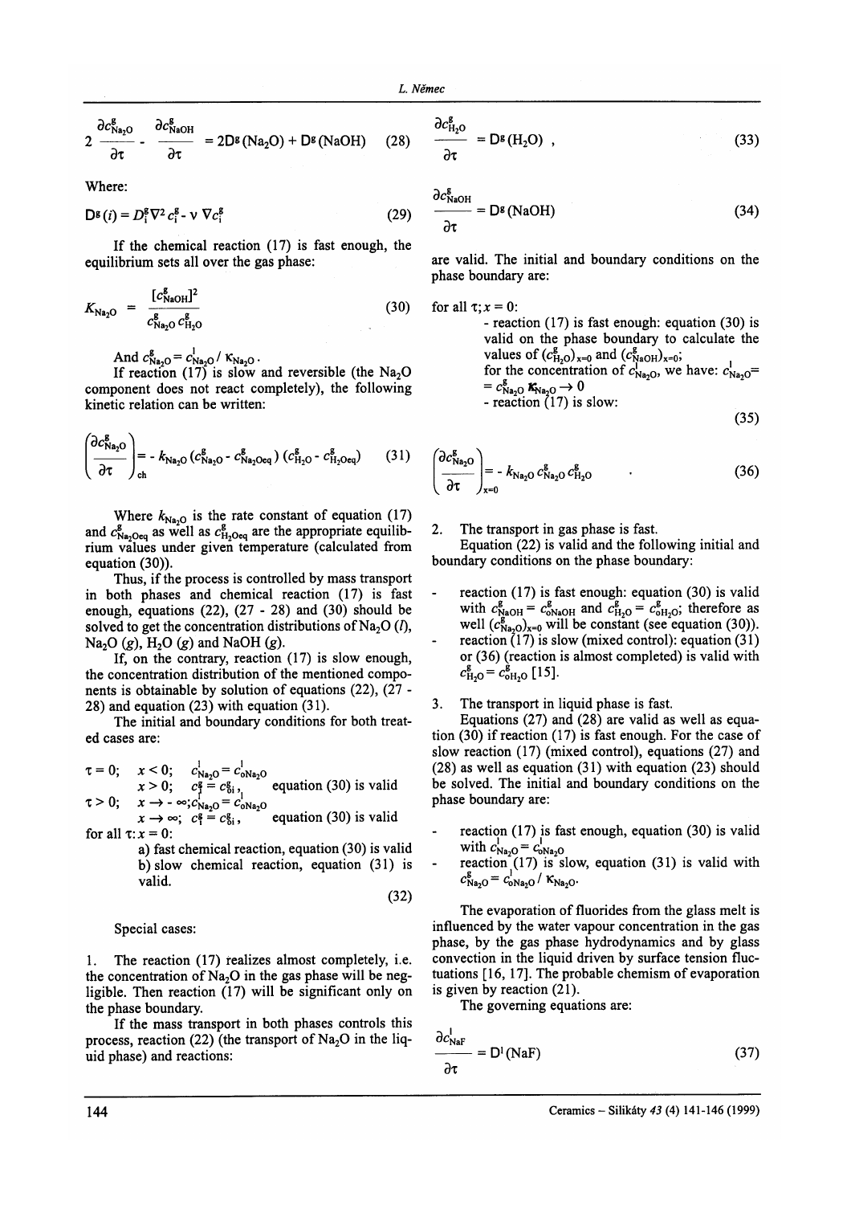$$2\frac{\partial c^g_{Na_2O}}{\partial \tau} - \frac{\partial c^g_{NaOH}}{\partial \tau} = 2D^g(Na_2O) + D^g(NaOH) \quad (28)$$

Where:

$$D^g(i) = D^g_i \nabla^2 c^g_i - v\, \nabla c^g_i \quad (29)$$

If the chemical reaction (17) is fast enough, the equilibrium sets all over the gas phase:

$$K_{Na_2O} = \frac{[c^g_{NaOH}]^2}{c^g_{Na_2O}\, c^g_{H_2O}} \quad (30)$$

And $c^g_{Na_2O} = c^l_{Na_2O} / \kappa_{Na_2O}$.

If reaction (17) is slow and reversible (the $Na_2O$ component does not react completely), the following kinetic relation can be written:

$$\left(\frac{\partial c^g_{Na_2O}}{\partial \tau}\right)_{ch} = -\, k_{Na_2O}\,(c^g_{Na_2O} - c^g_{Na_2Oeq})\,(c^g_{H_2O} - c^g_{H_2Oeq}) \quad (31)$$

Where $k_{Na_2O}$ is the rate constant of equation (17) and $c^g_{Na_2Oeq}$ as well as $c^g_{H_2Oeq}$ are the appropriate equilibrium values under given temperature (calculated from equation (30)).

Thus, if the process is controlled by mass transport in both phases and chemical reaction (17) is fast enough, equations (22), (27 - 28) and (30) should be solved to get the concentration distributions of $Na_2O$ (*l*), $Na_2O$ (*g*), $H_2O$ (*g*) and NaOH (*g*).

If, on the contrary, reaction (17) is slow enough, the concentration distribution of the mentioned components is obtainable by solution of equations (22), (27 - 28) and equation (23) with equation (31).

The initial and boundary conditions for both treated cases are:

$\tau = 0$; $x < 0$; $c^l_{Na_2O} = c^l_{oNa_2O}$

$x > 0$; $c^g_i = c^g_{0i}$, equation (30) is valid

$\tau > 0$; $x \to -\infty$; $c^l_{Na_2O} = c^l_{oNa_2O}$

$x \to \infty$; $c^g_i = c^g_{0i}$, equation (30) is valid

for all $\tau$; $x = 0$:

a) fast chemical reaction, equation (30) is valid

b) slow chemical reaction, equation (31) is valid.

(32)

Special cases:

1. The reaction (17) realizes almost completely, i.e. the concentration of $Na_2O$ in the gas phase will be negligible. Then reaction (17) will be significant only on the phase boundary.

If the mass transport in both phases controls this process, reaction (22) (the transport of $Na_2O$ in the liquid phase) and reactions:

$$\frac{\partial c^g_{H_2O}}{\partial \tau} = D^g(H_2O)\ , \quad (33)$$

$$\frac{\partial c^g_{NaOH}}{\partial \tau} = D^g(NaOH) \quad (34)$$

are valid. The initial and boundary conditions on the phase boundary are:

for all $\tau$; $x = 0$:

- reaction (17) is fast enough: equation (30) is valid on the phase boundary to calculate the values of $(c^g_{H_2O})_{x=0}$ and $(c^g_{NaOH})_{x=0}$; for the concentration of $c^l_{Na_2O}$, we have: $c^l_{Na_2O} = c^g_{Na_2O}\, \kappa_{Na_2O} \to 0$
- reaction (17) is slow:

(35)

$$\left(\frac{\partial c^g_{Na_2O}}{\partial \tau}\right)_{x=0} = -\, k_{Na_2O}\, c^g_{Na_2O}\, c^g_{H_2O} \quad (36)$$

2. The transport in gas phase is fast.

Equation (22) is valid and the following initial and boundary conditions on the phase boundary:

- reaction (17) is fast enough: equation (30) is valid with $c^g_{NaOH} = c^g_{oNaOH}$ and $c^g_{H_2O} = c^g_{oH_2O}$; therefore as well $(c^g_{Na_2O})_{x=0}$ will be constant (see equation (30)).
- reaction (17) is slow (mixed control): equation (31) or (36) (reaction is almost completed) is valid with $c^g_{H_2O} = c^g_{oH_2O}$ [15].

3. The transport in liquid phase is fast.

Equations (27) and (28) are valid as well as equation (30) if reaction (17) is fast enough. For the case of slow reaction (17) (mixed control), equations (27) and (28) as well as equation (31) with equation (23) should be solved. The initial and boundary conditions on the phase boundary are:

- reaction (17) is fast enough, equation (30) is valid with $c^l_{Na_2O} = c^l_{oNa_2O}$
- reaction (17) is slow, equation (31) is valid with $c^g_{Na_2O} = c^l_{oNa_2O} / \kappa_{Na_2O}$.

The evaporation of fluorides from the glass melt is influenced by the water vapour concentration in the gas phase, by the gas phase hydrodynamics and by glass convection in the liquid driven by surface tension fluctuations [16, 17]. The probable chemism of evaporation is given by reaction (21).

The governing equations are:

$$\frac{\partial c^l_{NaF}}{\partial \tau} = D^l(NaF) \quad (37)$$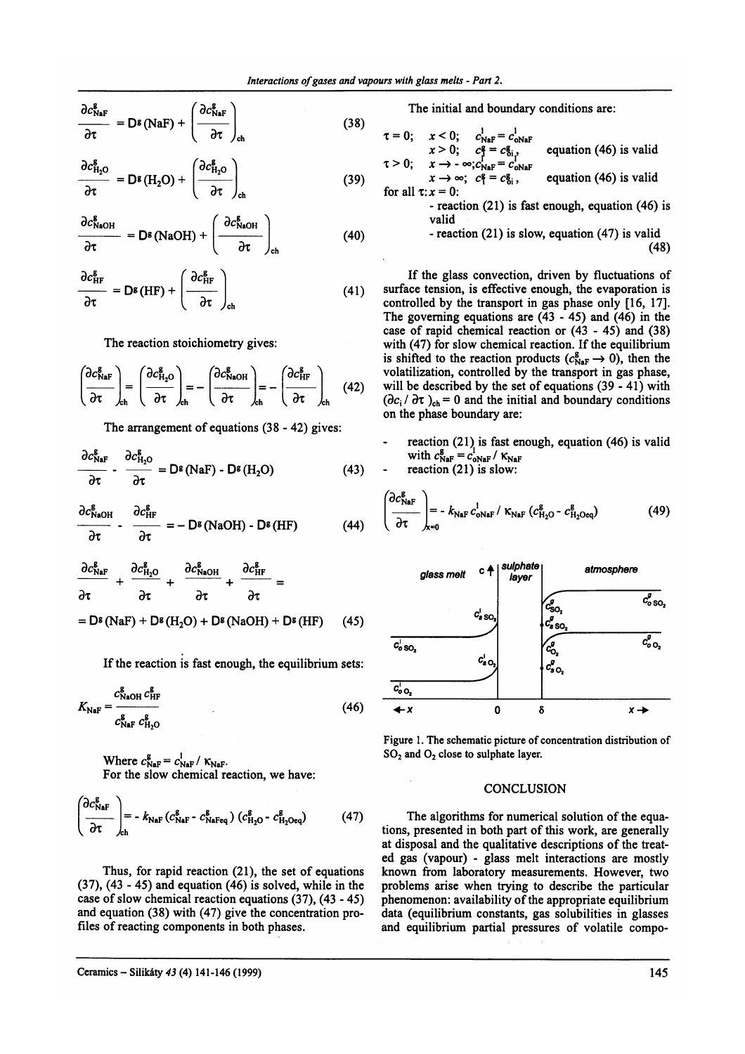$$\frac{\partial c^g_{NaF}}{\partial \tau} = D^g(NaF) + \left(\frac{\partial c^g_{NaF}}{\partial \tau}\right)_{ch} \tag{38}$$

$$\frac{\partial c^g_{H_2O}}{\partial \tau} = D^g(H_2O) + \left(\frac{\partial c^g_{H_2O}}{\partial \tau}\right)_{ch} \tag{39}$$

$$\frac{\partial c^g_{NaOH}}{\partial \tau} = D^g(NaOH) + \left(\frac{\partial c^g_{NaOH}}{\partial \tau}\right)_{ch} \tag{40}$$

$$\frac{\partial c^g_{HF}}{\partial \tau} = D^g(HF) + \left(\frac{\partial c^g_{HF}}{\partial \tau}\right)_{ch} \tag{41}$$

The reaction stoichiometry gives:

$$\left(\frac{\partial c^g_{NaF}}{\partial \tau}\right)_{ch} = \left(\frac{\partial c^g_{H_2O}}{\partial \tau}\right)_{ch} = -\left(\frac{\partial c^g_{NaOH}}{\partial \tau}\right)_{ch} = -\left(\frac{\partial c^g_{HF}}{\partial \tau}\right)_{ch} \tag{42}$$

The arrangement of equations (38 - 42) gives:

$$\frac{\partial c^g_{NaF}}{\partial \tau} - \frac{\partial c^g_{H_2O}}{\partial \tau} = D^g(NaF) - D^g(H_2O) \tag{43}$$

$$\frac{\partial c^g_{NaOH}}{\partial \tau} - \frac{\partial c^g_{HF}}{\partial \tau} = -D^g(NaOH) - D^g(HF) \tag{44}$$

$$\frac{\partial c^g_{NaF}}{\partial \tau} + \frac{\partial c^g_{H_2O}}{\partial \tau} + \frac{\partial c^g_{NaOH}}{\partial \tau} + \frac{\partial c^g_{HF}}{\partial \tau} = D^g(NaF) + D^g(H_2O) + D^g(NaOH) + D^g(HF) \tag{45}$$

If the reaction is fast enough, the equilibrium sets:

$$K_{NaF} = \frac{c^g_{NaOH}\, c^g_{HF}}{c^g_{NaF}\, c^g_{H_2O}} \tag{46}$$

Where $c^g_{NaF} = c^l_{NaF} / \kappa_{NaF}$.

For the slow chemical reaction, we have:

$$\left(\frac{\partial c^g_{NaF}}{\partial \tau}\right)_{ch} = -k_{NaF}\,(c^g_{NaF} - c^g_{NaFeq})\,(c^g_{H_2O} - c^g_{H_2Oeq}) \tag{47}$$

Thus, for rapid reaction (21), the set of equations (37), (43 - 45) and equation (46) is solved, while in the case of slow chemical reaction equations (37), (43 - 45) and equation (38) with (47) give the concentration profiles of reacting components in both phases.

The initial and boundary conditions are:

$\tau = 0$; $x < 0$; $c^l_{NaF} = c^l_{oNaF}$
 $x > 0$; $c^g_i = c^g_{0i}$, equation (46) is valid
$\tau > 0$; $x \to -\infty$; $c^l_{NaF} = c^l_{oNaF}$
 $x \to \infty$; $c^g_i = c^g_{0i}$, equation (46) is valid
for all $\tau$: $x = 0$:
- reaction (21) is fast enough, equation (46) is valid
- reaction (21) is slow, equation (47) is valid (48)

If the glass convection, driven by fluctuations of surface tension, is effective enough, the evaporation is controlled by the transport in gas phase only [16, 17]. The governing equations are (43 - 45) and (46) in the case of rapid chemical reaction or (43 - 45) and (38) with (47) for slow chemical reaction. If the equilibrium is shifted to the reaction products ($c^g_{NaF} \to 0$), then the volatilization, controlled by the transport in gas phase, will be described by the set of equations (39 - 41) with $(\partial c_i / \partial \tau)_{ch} = 0$ and the initial and boundary conditions on the phase boundary are:

- reaction (21) is fast enough, equation (46) is valid with $c^g_{NaF} = c^l_{oNaF} / \kappa_{NaF}$
- reaction (21) is slow:

$$\left(\frac{\partial c^g_{NaF}}{\partial \tau}\right)_{x=0} = -k_{NaF}\, c^l_{oNaF} / \kappa_{NaF}\,(c^g_{H_2O} - c^g_{H_2Oeq}) \tag{49}$$

Figure 1. The schematic picture of concentration distribution of $SO_2$ and $O_2$ close to sulphate layer.

## CONCLUSION

The algorithms for numerical solution of the equations, presented in both part of this work, are generally at disposal and the qualitative descriptions of the treated gas (vapour) - glass melt interactions are mostly known from laboratory measurements. However, two problems arise when trying to describe the particular phenomenon: availability of the appropriate equilibrium data (equilibrium constants, gas solubilities in glasses and equilibrium partial pressures of volatile compo-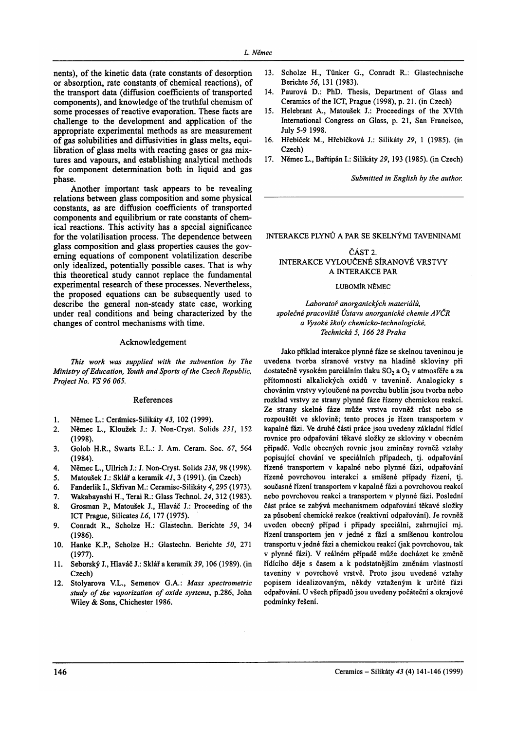nents), of the kinetic data (rate constants of desorption or absorption, rate constants of chemical reactions), of the transport data (diffusion coefficients of transported components), and knowledge of the truthful chemism of some processes of reactive evaporation. These facts are challenge to the development and application of the appropriate experimental methods as are measurement of gas solubilities and diffusivities in glass melts, equilibration of glass melts with reacting gases or gas mixtures and vapours, and establishing analytical methods for component determination both in liquid and gas phase.

Another important task appears to be revealing relations between glass composition and some physical constants, as are diffusion coefficients of transported components and equilibrium or rate constants of chemical reactions. This activity has a special significance for the volatilisation process. The dependence between glass composition and glass properties causes the governing equations of component volatilization describe only idealized, potentially possible cases. That is why this theoretical study cannot replace the fundamental experimental research of these processes. Nevertheless, the proposed equations can be subsequently used to describe the general non-steady state case, working under real conditions and being characterized by the changes of control mechanisms with time.

## Acknowledgement

*This work was supplied with the subvention by The Ministry of Education, Youth and Sports of the Czech Republic, Project No. VS 96 065.*

## References

1. Němec L.: Ceramics-Silikáty *43*, 102 (1999).
2. Němec L., Kloužek J.: J. Non-Cryst. Solids *231*, 152 (1998).
3. Golob H.R., Swarts E.L.: J. Am. Ceram. Soc. *67*, 564 (1984).
4. Němec L., Ullrich J.: J. Non-Cryst. Solids *238*, 98 (1998).
5. Matoušek J.: Sklář a keramik *41*, 3 (1991). (in Czech)
6. Fanderlik I., Skřivan M.: Ceramisc-Silikáty *4*, 295 (1973).
7. Wakabayashi H., Terai R.: Glass Technol. *24*, 312 (1983).
8. Grosman P., Matoušek J., Hlaváč J.: Proceeding of the ICT Prague, Silicates *L6*, 177 (1975).
9. Conradt R., Scholze H.: Glastechn. Berichte *59*, 34 (1986).
10. Hanke K.P., Scholze H.: Glastechn. Berichte *50*, 271 (1977).
11. Seborský J., Hlaváč J.: Sklář a keramik *39*, 106 (1989). (in Czech)
12. Stolyarova V.L., Semenov G.A.: *Mass spectrometric study of the vaporization of oxide systems*, p.286, John Wiley & Sons, Chichester 1986.
13. Scholze H., Tünker G., Conradt R.: Glastechnische Berichte *56*, 131 (1983).
14. Paurová D.: PhD. Thesis, Department of Glass and Ceramics of the ICT, Prague (1998), p. 21. (in Czech)
15. Helebrant A., Matoušek J.: Proceedings of the XVIth International Congress on Glass, p. 21, San Francisco, July 5-9 1998.
16. Hřebíček M., Hřebíčková J.: Silikáty *29*, 1 (1985). (in Czech)
17. Němec L., Baťtipán I.: Silikáty *29*, 193 (1985). (in Czech)

*Submitted in English by the author.*

---

## INTERAKCE PLYNŮ A PAR SE SKELNÝMI TAVENINAMI

### ČÁST 2. INTERAKCE VYLOUČENÉ SÍRANOVÉ VRSTVY A INTERAKCE PAR

LUBOMÍR NĚMEC

*Laboratoř anorganických materiálů, společné pracoviště Ústavu anorganické chemie AVČR a Vysoké školy chemicko-technologické, Technická 5, 166 28 Praha*

Jako příklad interakce plynné fáze se skelnou taveninou je uvedena tvorba síranové vrstvy na hladině skloviny při dostatečně vysokém parciálním tlaku $SO_2$ a $O_2$ v atmosféře a za přítomnosti alkalických oxidů v tavenině. Analogicky s chováním vrstvy vyloučené na povrchu bublin jsou tvorba nebo rozklad vrstvy ze strany plynné fáze řízeny chemickou reakcí. Ze strany skelné fáze může vrstva rovněž růst nebo se rozpouštět ve sklovině; tento proces je řízen transportem v kapalné fázi. Ve druhé části práce jsou uvedeny základní řídící rovnice pro odpařování těkavé složky ze skloviny v obecném případě. Vedle obecných rovnic jsou zmíněny rovněž vztahy popisující chování ve speciálních případech, tj. odpařování řízené transportem v kapalné nebo plynné fázi, odpařování řízené povrchovou interakcí a smíšené případy řízení, tj. současné řízení transportem v kapalné fázi a povrchovou reakcí nebo povrchovou reakcí a transportem v plynné fázi. Poslední část práce se zabývá mechanismem odpařování těkavé složky za působení chemické reakce (reaktivní odpařování). Je rovněž uveden obecný případ i případy speciální, zahrnující mj. řízení transportem jen v jedné z fází a smíšenou kontrolou transportu v jedné fázi a chemickou reakcí (jak povrchovou, tak v plynné fázi). V reálném případě může docházet ke změně řídícího děje s časem a k podstatnějším změnám vlastností taveniny v povrchové vrstvě. Proto jsou uvedené vztahy popisem idealizovaným, někdy vztaženým k určité fázi odpařování. U všech případů jsou uvedeny počáteční a okrajové podmínky řešení.